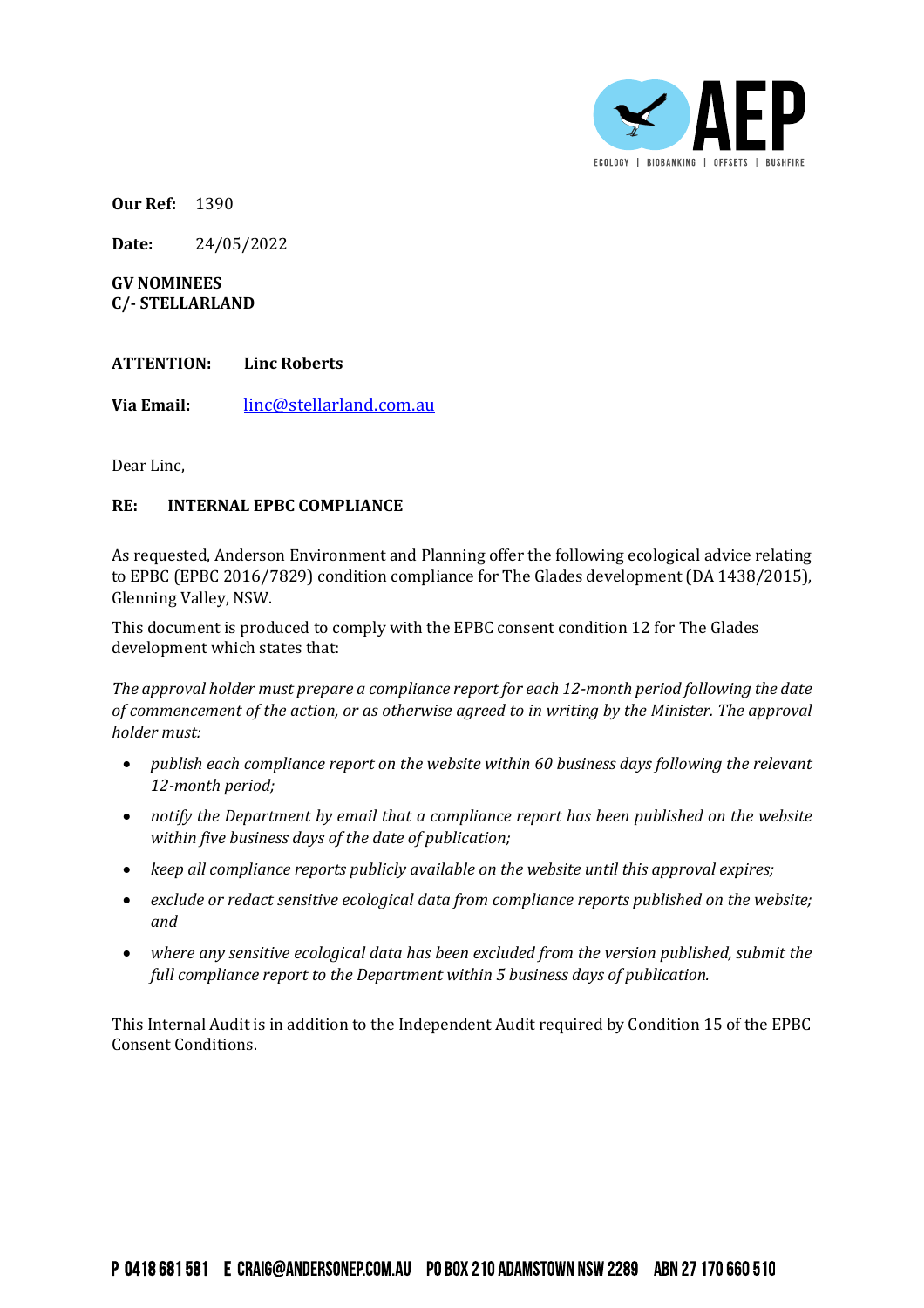**Our Ref:** 1390

**Date:** 24/05/2022

**GV NOMINEES**
**C/- STELLARLAND**

**ATTENTION:** **Linc Roberts**

**Via Email:** linc@stellarland.com.au

Dear Linc,

**RE: INTERNAL EPBC COMPLIANCE**

As requested, Anderson Environment and Planning offer the following ecological advice relating to EPBC (EPBC 2016/7829) condition compliance for The Glades development (DA 1438/2015), Glenning Valley, NSW.

This document is produced to comply with the EPBC consent condition 12 for The Glades development which states that:

*The approval holder must prepare a compliance report for each 12-month period following the date of commencement of the action, or as otherwise agreed to in writing by the Minister. The approval holder must:*

- *publish each compliance report on the website within 60 business days following the relevant 12-month period;*
- *notify the Department by email that a compliance report has been published on the website within five business days of the date of publication;*
- *keep all compliance reports publicly available on the website until this approval expires;*
- *exclude or redact sensitive ecological data from compliance reports published on the website; and*
- *where any sensitive ecological data has been excluded from the version published, submit the full compliance report to the Department within 5 business days of publication.*

This Internal Audit is in addition to the Independent Audit required by Condition 15 of the EPBC Consent Conditions.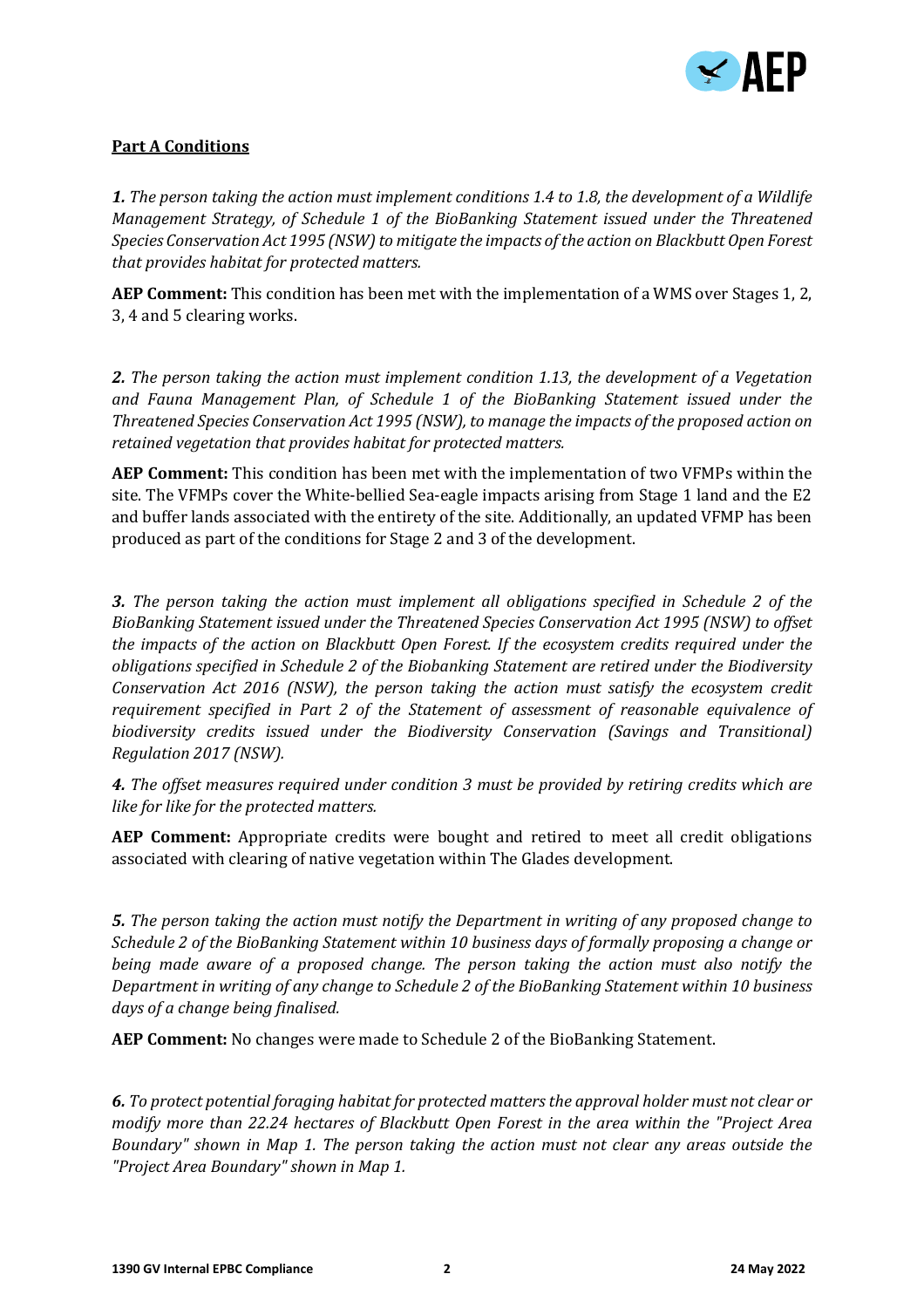## Part A Conditions

***1.*** *The person taking the action must implement conditions 1.4 to 1.8, the development of a Wildlife Management Strategy, of Schedule 1 of the BioBanking Statement issued under the Threatened Species Conservation Act 1995 (NSW) to mitigate the impacts of the action on Blackbutt Open Forest that provides habitat for protected matters.*

**AEP Comment:** This condition has been met with the implementation of a WMS over Stages 1, 2, 3, 4 and 5 clearing works.

***2.*** *The person taking the action must implement condition 1.13, the development of a Vegetation and Fauna Management Plan, of Schedule 1 of the BioBanking Statement issued under the Threatened Species Conservation Act 1995 (NSW), to manage the impacts of the proposed action on retained vegetation that provides habitat for protected matters.*

**AEP Comment:** This condition has been met with the implementation of two VFMPs within the site. The VFMPs cover the White-bellied Sea-eagle impacts arising from Stage 1 land and the E2 and buffer lands associated with the entirety of the site. Additionally, an updated VFMP has been produced as part of the conditions for Stage 2 and 3 of the development.

***3.*** *The person taking the action must implement all obligations specified in Schedule 2 of the BioBanking Statement issued under the Threatened Species Conservation Act 1995 (NSW) to offset the impacts of the action on Blackbutt Open Forest. If the ecosystem credits required under the obligations specified in Schedule 2 of the Biobanking Statement are retired under the Biodiversity Conservation Act 2016 (NSW), the person taking the action must satisfy the ecosystem credit requirement specified in Part 2 of the Statement of assessment of reasonable equivalence of biodiversity credits issued under the Biodiversity Conservation (Savings and Transitional) Regulation 2017 (NSW).*

***4.*** *The offset measures required under condition 3 must be provided by retiring credits which are like for like for the protected matters.*

**AEP Comment:** Appropriate credits were bought and retired to meet all credit obligations associated with clearing of native vegetation within The Glades development.

***5.*** *The person taking the action must notify the Department in writing of any proposed change to Schedule 2 of the BioBanking Statement within 10 business days of formally proposing a change or being made aware of a proposed change. The person taking the action must also notify the Department in writing of any change to Schedule 2 of the BioBanking Statement within 10 business days of a change being finalised.*

**AEP Comment:** No changes were made to Schedule 2 of the BioBanking Statement.

***6.*** *To protect potential foraging habitat for protected matters the approval holder must not clear or modify more than 22.24 hectares of Blackbutt Open Forest in the area within the "Project Area Boundary" shown in Map 1. The person taking the action must not clear any areas outside the "Project Area Boundary" shown in Map 1.*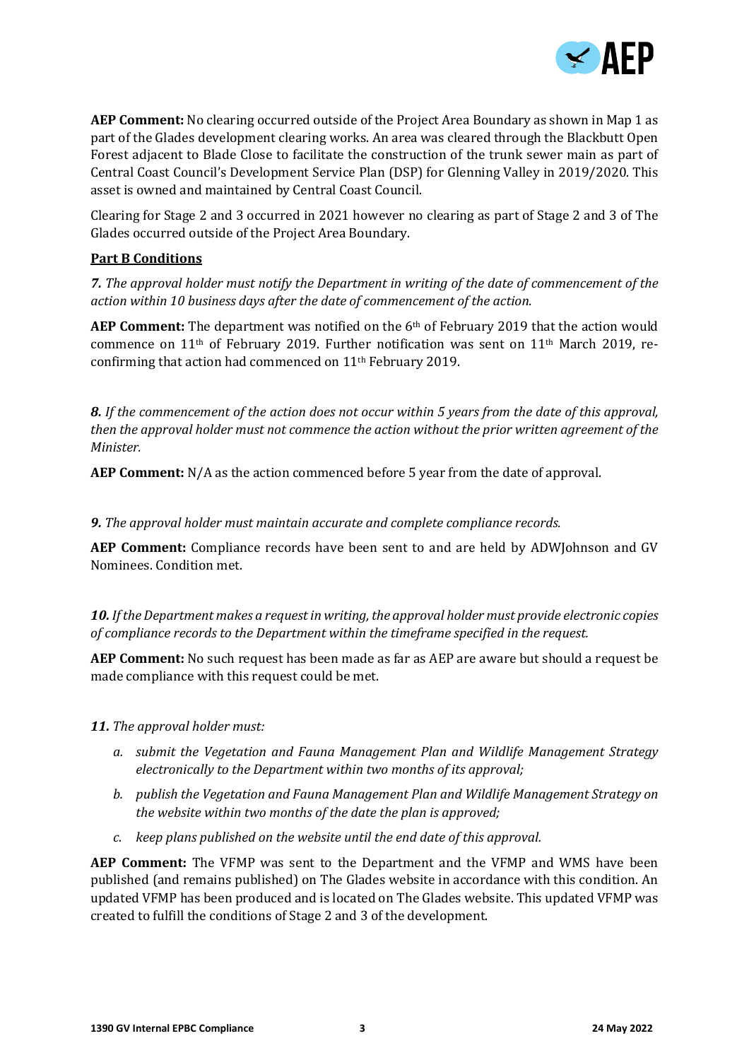**AEP Comment:** No clearing occurred outside of the Project Area Boundary as shown in Map 1 as part of the Glades development clearing works. An area was cleared through the Blackbutt Open Forest adjacent to Blade Close to facilitate the construction of the trunk sewer main as part of Central Coast Council's Development Service Plan (DSP) for Glenning Valley in 2019/2020. This asset is owned and maintained by Central Coast Council.

Clearing for Stage 2 and 3 occurred in 2021 however no clearing as part of Stage 2 and 3 of The Glades occurred outside of the Project Area Boundary.

**Part B Conditions**

***7.*** *The approval holder must notify the Department in writing of the date of commencement of the action within 10 business days after the date of commencement of the action.*

**AEP Comment:** The department was notified on the 6th of February 2019 that the action would commence on 11th of February 2019. Further notification was sent on 11th March 2019, re-confirming that action had commenced on 11th February 2019.

***8.*** *If the commencement of the action does not occur within 5 years from the date of this approval, then the approval holder must not commence the action without the prior written agreement of the Minister.*

**AEP Comment:** N/A as the action commenced before 5 year from the date of approval.

***9.*** *The approval holder must maintain accurate and complete compliance records.*

**AEP Comment:** Compliance records have been sent to and are held by ADWJohnson and GV Nominees. Condition met.

***10.*** *If the Department makes a request in writing, the approval holder must provide electronic copies of compliance records to the Department within the timeframe specified in the request.*

**AEP Comment:** No such request has been made as far as AEP are aware but should a request be made compliance with this request could be met.

***11.*** *The approval holder must:*

a. *submit the Vegetation and Fauna Management Plan and Wildlife Management Strategy electronically to the Department within two months of its approval;*
b. *publish the Vegetation and Fauna Management Plan and Wildlife Management Strategy on the website within two months of the date the plan is approved;*
c. *keep plans published on the website until the end date of this approval.*

**AEP Comment:** The VFMP was sent to the Department and the VFMP and WMS have been published (and remains published) on The Glades website in accordance with this condition. An updated VFMP has been produced and is located on The Glades website. This updated VFMP was created to fulfill the conditions of Stage 2 and 3 of the development.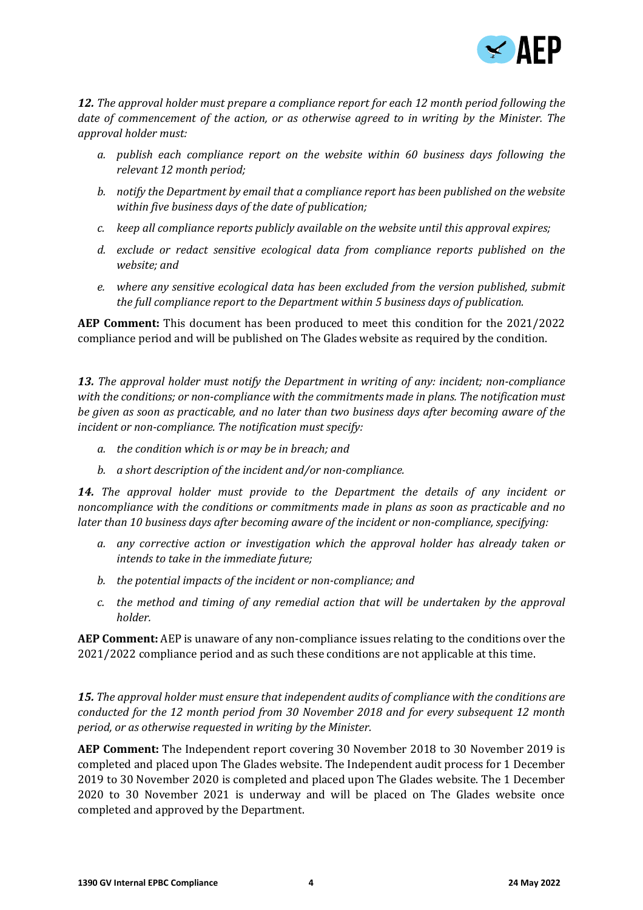***12.*** *The approval holder must prepare a compliance report for each 12 month period following the date of commencement of the action, or as otherwise agreed to in writing by the Minister. The approval holder must:*

*a. publish each compliance report on the website within 60 business days following the relevant 12 month period;*

*b. notify the Department by email that a compliance report has been published on the website within five business days of the date of publication;*

*c. keep all compliance reports publicly available on the website until this approval expires;*

*d. exclude or redact sensitive ecological data from compliance reports published on the website; and*

*e. where any sensitive ecological data has been excluded from the version published, submit the full compliance report to the Department within 5 business days of publication.*

**AEP Comment:** This document has been produced to meet this condition for the 2021/2022 compliance period and will be published on The Glades website as required by the condition.

***13.*** *The approval holder must notify the Department in writing of any: incident; non-compliance with the conditions; or non-compliance with the commitments made in plans. The notification must be given as soon as practicable, and no later than two business days after becoming aware of the incident or non-compliance. The notification must specify:*

*a. the condition which is or may be in breach; and*

*b. a short description of the incident and/or non-compliance.*

***14.*** *The approval holder must provide to the Department the details of any incident or noncompliance with the conditions or commitments made in plans as soon as practicable and no later than 10 business days after becoming aware of the incident or non-compliance, specifying:*

*a. any corrective action or investigation which the approval holder has already taken or intends to take in the immediate future;*

*b. the potential impacts of the incident or non-compliance; and*

*c. the method and timing of any remedial action that will be undertaken by the approval holder.*

**AEP Comment:** AEP is unaware of any non-compliance issues relating to the conditions over the 2021/2022 compliance period and as such these conditions are not applicable at this time.

***15.*** *The approval holder must ensure that independent audits of compliance with the conditions are conducted for the 12 month period from 30 November 2018 and for every subsequent 12 month period, or as otherwise requested in writing by the Minister.*

**AEP Comment:** The Independent report covering 30 November 2018 to 30 November 2019 is completed and placed upon The Glades website. The Independent audit process for 1 December 2019 to 30 November 2020 is completed and placed upon The Glades website. The 1 December 2020 to 30 November 2021 is underway and will be placed on The Glades website once completed and approved by the Department.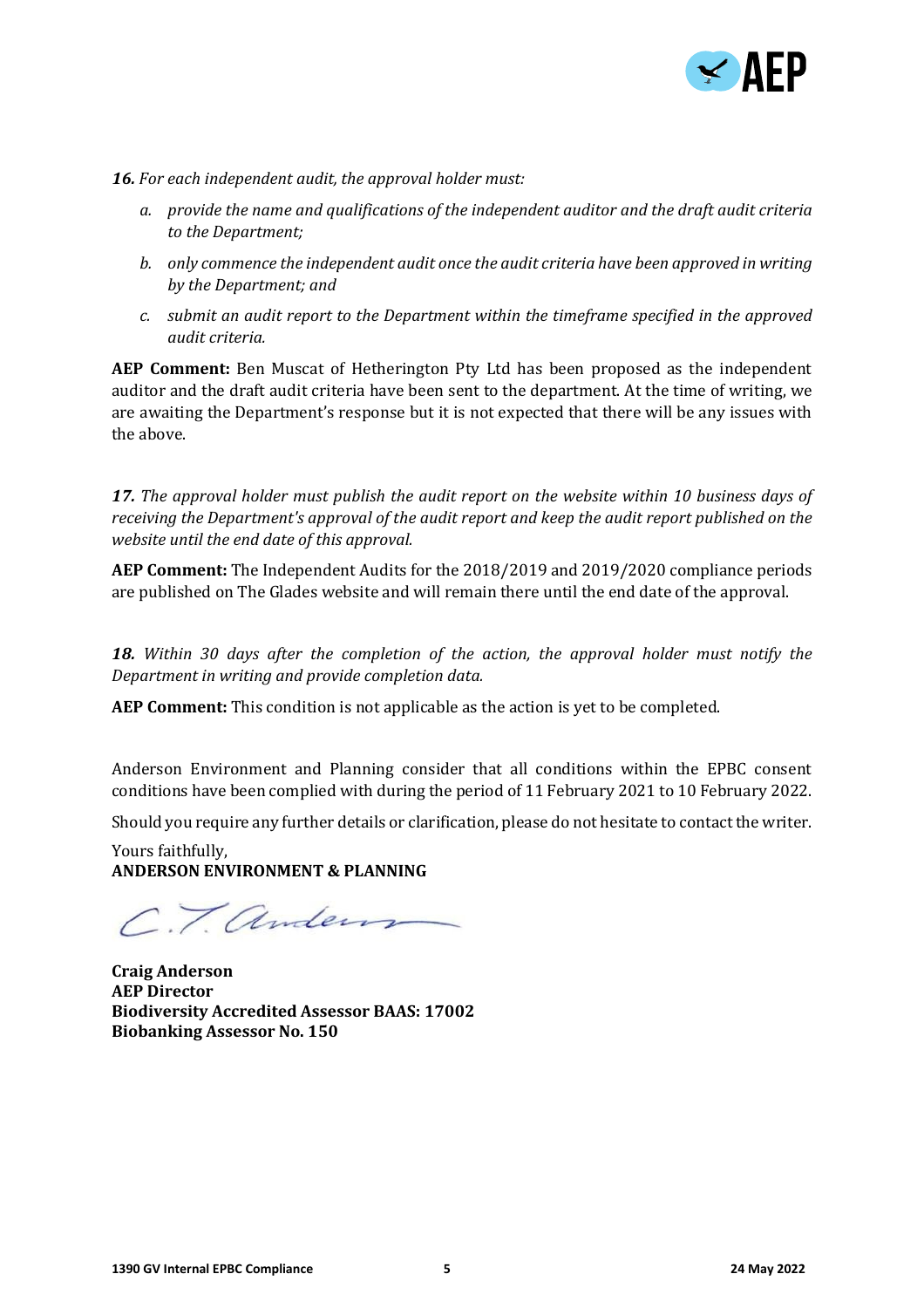***16.*** *For each independent audit, the approval holder must:*

*a. provide the name and qualifications of the independent auditor and the draft audit criteria to the Department;*

*b. only commence the independent audit once the audit criteria have been approved in writing by the Department; and*

*c. submit an audit report to the Department within the timeframe specified in the approved audit criteria.*

**AEP Comment:** Ben Muscat of Hetherington Pty Ltd has been proposed as the independent auditor and the draft audit criteria have been sent to the department. At the time of writing, we are awaiting the Department's response but it is not expected that there will be any issues with the above.

***17.*** *The approval holder must publish the audit report on the website within 10 business days of receiving the Department's approval of the audit report and keep the audit report published on the website until the end date of this approval.*

**AEP Comment:** The Independent Audits for the 2018/2019 and 2019/2020 compliance periods are published on The Glades website and will remain there until the end date of the approval.

***18.*** *Within 30 days after the completion of the action, the approval holder must notify the Department in writing and provide completion data.*

**AEP Comment:** This condition is not applicable as the action is yet to be completed.

Anderson Environment and Planning consider that all conditions within the EPBC consent conditions have been complied with during the period of 11 February 2021 to 10 February 2022.

Should you require any further details or clarification, please do not hesitate to contact the writer.

Yours faithfully,
**ANDERSON ENVIRONMENT & PLANNING**

C.T. Anderson

**Craig Anderson**
**AEP Director**
**Biodiversity Accredited Assessor BAAS: 17002**
**Biobanking Assessor No. 150**